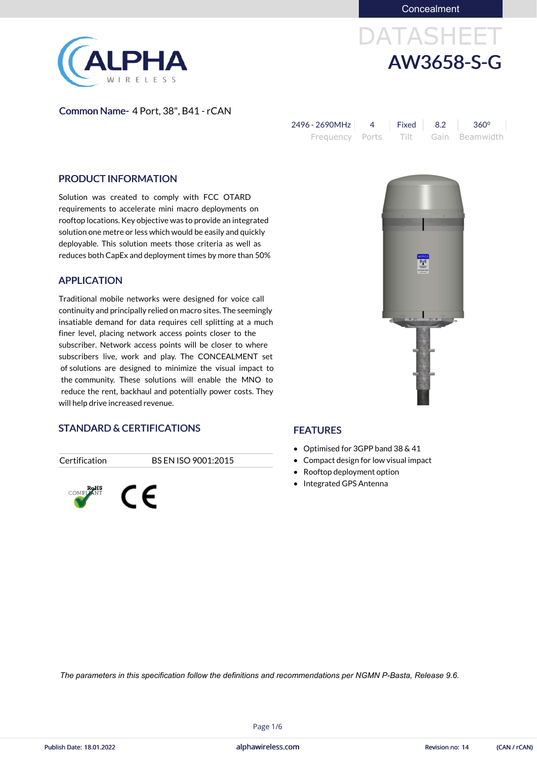Concealment

# DATASHEET

# AW3658-S-G

**Common Name-** 4 Port, 38", B41 - rCAN

| 2496 - 2690MHz | 4 | Fixed | 8.2 | 360⁰ |
|---|---|---|---|---|
| Frequency | Ports | Tilt | Gain | Beamwidth |

## PRODUCT INFORMATION

Solution was created to comply with FCC OTARD requirements to accelerate mini macro deployments on rooftop locations. Key objective was to provide an integrated solution one metre or less which would be easily and quickly deployable. This solution meets those criteria as well as reduces both CapEx and deployment times by more than 50%

## APPLICATION

Traditional mobile networks were designed for voice call continuity and principally relied on macro sites. The seemingly insatiable demand for data requires cell splitting at a much finer level, placing network access points closer to the subscriber. Network access points will be closer to where subscribers live, work and play. The CONCEALMENT set of solutions are designed to minimize the visual impact to the community. These solutions will enable the MNO to reduce the rent, backhaul and potentially power costs. They will help drive increased revenue.

## STANDARD & CERTIFICATIONS

| Certification | BS EN ISO 9001:2015 |
|---|---|

RoHS COMPLIANT

CE

## FEATURES

- Optimised for 3GPP band 38 & 41
- Compact design for low visual impact
- Rooftop deployment option
- Integrated GPS Antenna

*The parameters in this specification follow the definitions and recommendations per NGMN P-Basta, Release 9.6.*

Publish Date: 18.01.2022 | alphawireless.com | Revision no: 14 | (CAN / rCAN)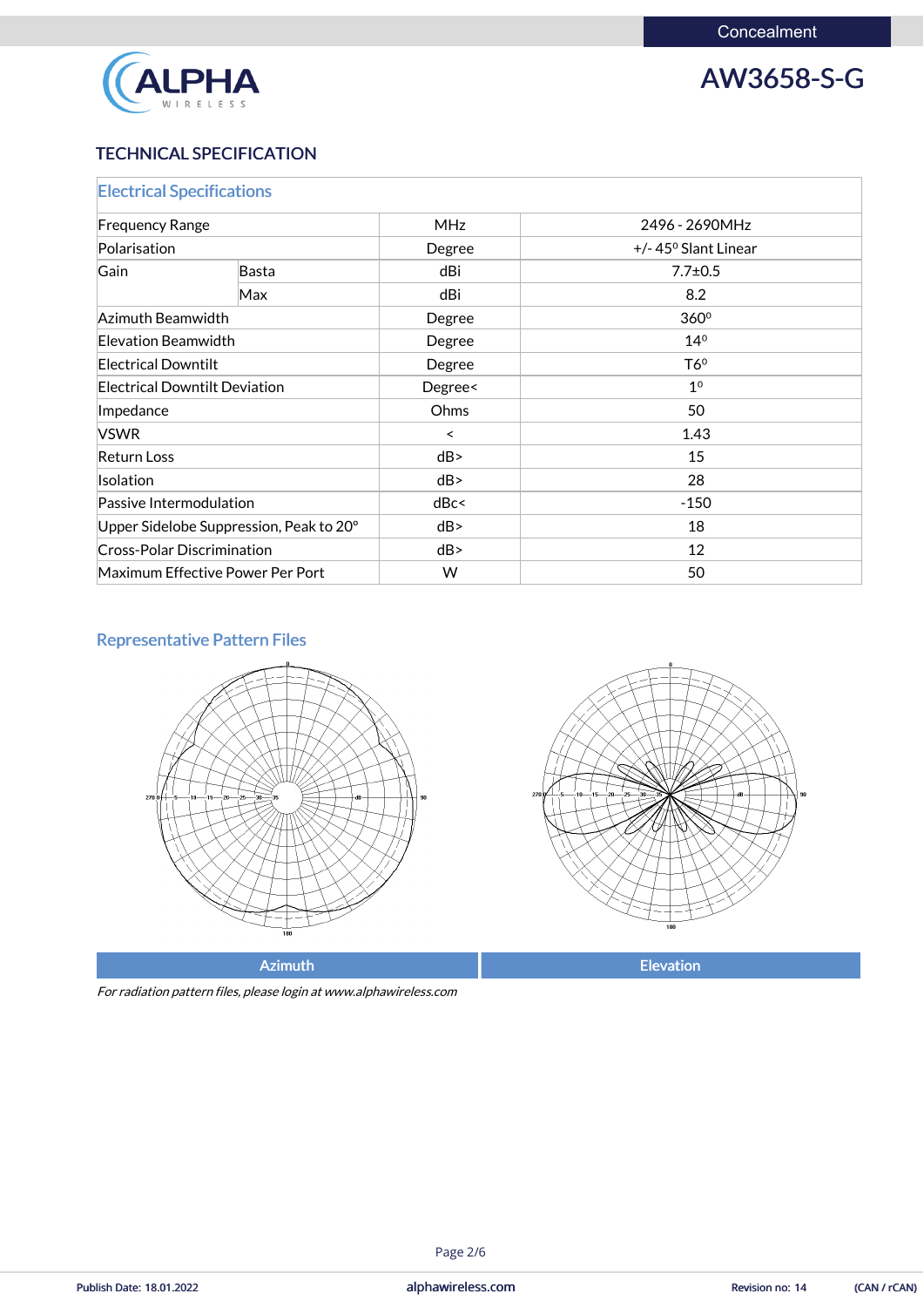Concealment

# AW3658-S-G

## TECHNICAL SPECIFICATION

### Electrical Specifications

| | | | |
|---|---|---|---|
| Frequency Range | | MHz | 2496 - 2690MHz |
| Polarisation | | Degree | +/- 45⁰ Slant Linear |
| Gain | Basta | dBi | 7.7±0.5 |
| | Max | dBi | 8.2 |
| Azimuth Beamwidth | | Degree | 360⁰ |
| Elevation Beamwidth | | Degree | 14⁰ |
| Electrical Downtilt | | Degree | T6⁰ |
| Electrical Downtilt Deviation | | Degree< | 1⁰ |
| Impedance | | Ohms | 50 |
| VSWR | | < | 1.43 |
| Return Loss | | dB> | 15 |
| Isolation | | dB> | 28 |
| Passive Intermodulation | | dBc< | -150 |
| Upper Sidelobe Suppression, Peak to 20° | | dB> | 18 |
| Cross-Polar Discrimination | | dB> | 12 |
| Maximum Effective Power Per Port | | W | 50 |

### Representative Pattern Files

| Azimuth | Elevation |
|---|---|

*For radiation pattern files, please login at www.alphawireless.com*

Publish Date: 18.01.2022 alphawireless.com Revision no: 14 (CAN / rCAN)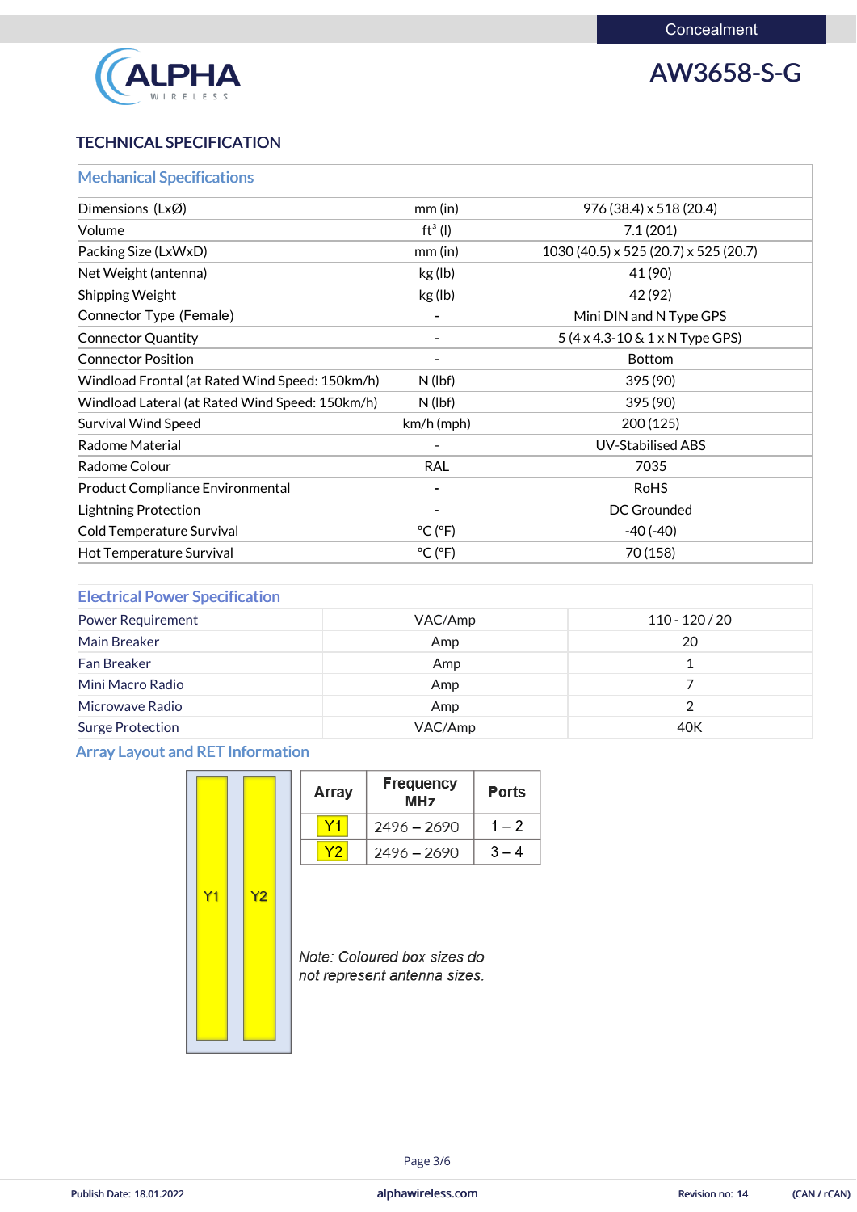Concealment

# AW3658-S-G

## TECHNICAL SPECIFICATION

### Mechanical Specifications

| | | |
|---|---|---|
| Dimensions (LxØ) | mm (in) | 976 (38.4) x 518 (20.4) |
| Volume | ft³ (l) | 7.1 (201) |
| Packing Size (LxWxD) | mm (in) | 1030 (40.5) x 525 (20.7) x 525 (20.7) |
| Net Weight (antenna) | kg (lb) | 41 (90) |
| Shipping Weight | kg (lb) | 42 (92) |
| Connector Type (Female) | - | Mini DIN and N Type GPS |
| Connector Quantity | - | 5 (4 x 4.3-10 & 1 x N Type GPS) |
| Connector Position | - | Bottom |
| Windload Frontal (at Rated Wind Speed: 150km/h) | N (lbf) | 395 (90) |
| Windload Lateral (at Rated Wind Speed: 150km/h) | N (lbf) | 395 (90) |
| Survival Wind Speed | km/h (mph) | 200 (125) |
| Radome Material | - | UV-Stabilised ABS |
| Radome Colour | RAL | 7035 |
| Product Compliance Environmental | - | RoHS |
| Lightning Protection | - | DC Grounded |
| Cold Temperature Survival | °C (°F) | -40 (-40) |
| Hot Temperature Survival | °C (°F) | 70 (158) |

### Electrical Power Specification

| | | |
|---|---|---|
| Power Requirement | VAC/Amp | 110 - 120 / 20 |
| Main Breaker | Amp | 20 |
| Fan Breaker | Amp | 1 |
| Mini Macro Radio | Amp | 7 |
| Microwave Radio | Amp | 2 |
| Surge Protection | VAC/Amp | 40K |

### Array Layout and RET Information

Y1 Y2

| Array | Frequency MHz | Ports |
|---|---|---|
| Y1 | 2496 – 2690 | 1 – 2 |
| Y2 | 2496 – 2690 | 3 – 4 |

*Note: Coloured box sizes do not represent antenna sizes.*

Publish Date: 18.01.2022 alphawireless.com Revision no: 14 (CAN / rCAN)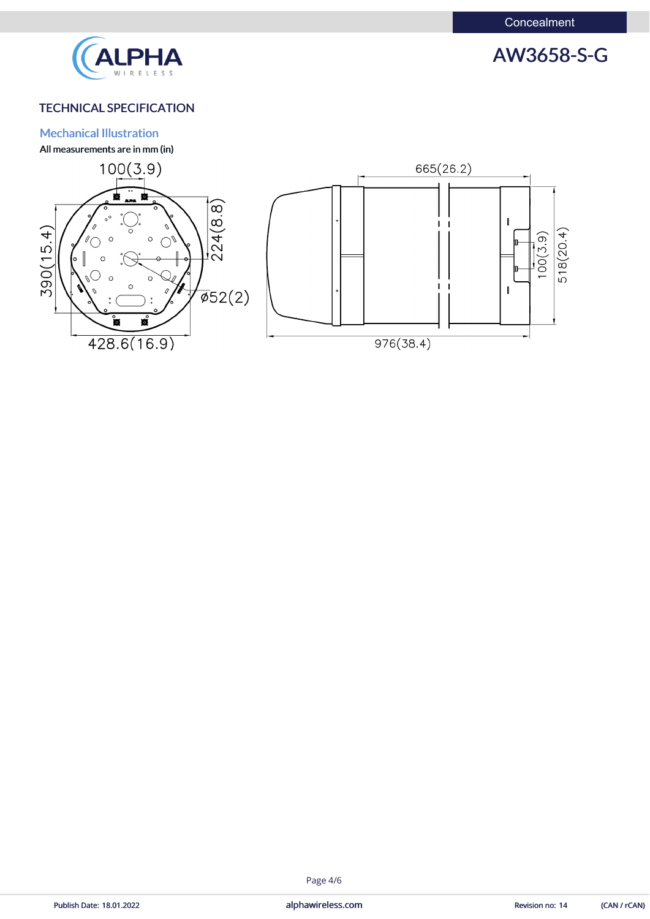## TECHNICAL SPECIFICATION

### Mechanical Illustration

All measurements are in mm (in)

100(3.9)

390(15.4)

224(8.8)

ø52(2)

428.6(16.9)

665(26.2)

100(3.9)

518(20.4)

976(38.4)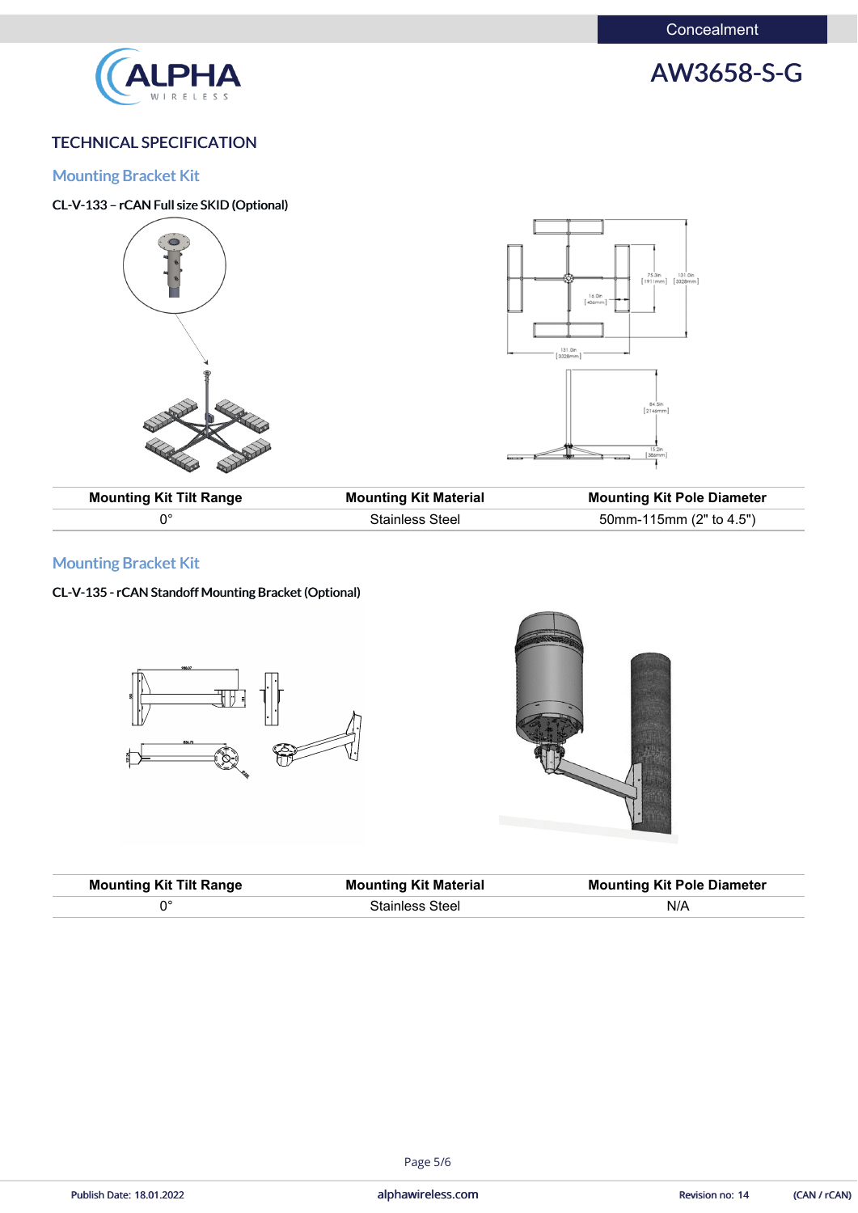# AW3658-S-G

## TECHNICAL SPECIFICATION

### Mounting Bracket Kit

**CL-V-133 – rCAN Full size SKID (Optional)**

| Mounting Kit Tilt Range | Mounting Kit Material | Mounting Kit Pole Diameter |
|---|---|---|
| 0° | Stainless Steel | 50mm-115mm (2" to 4.5") |

### Mounting Bracket Kit

**CL-V-135 - rCAN Standoff Mounting Bracket (Optional)**

| Mounting Kit Tilt Range | Mounting Kit Material | Mounting Kit Pole Diameter |
|---|---|---|
| 0° | Stainless Steel | N/A |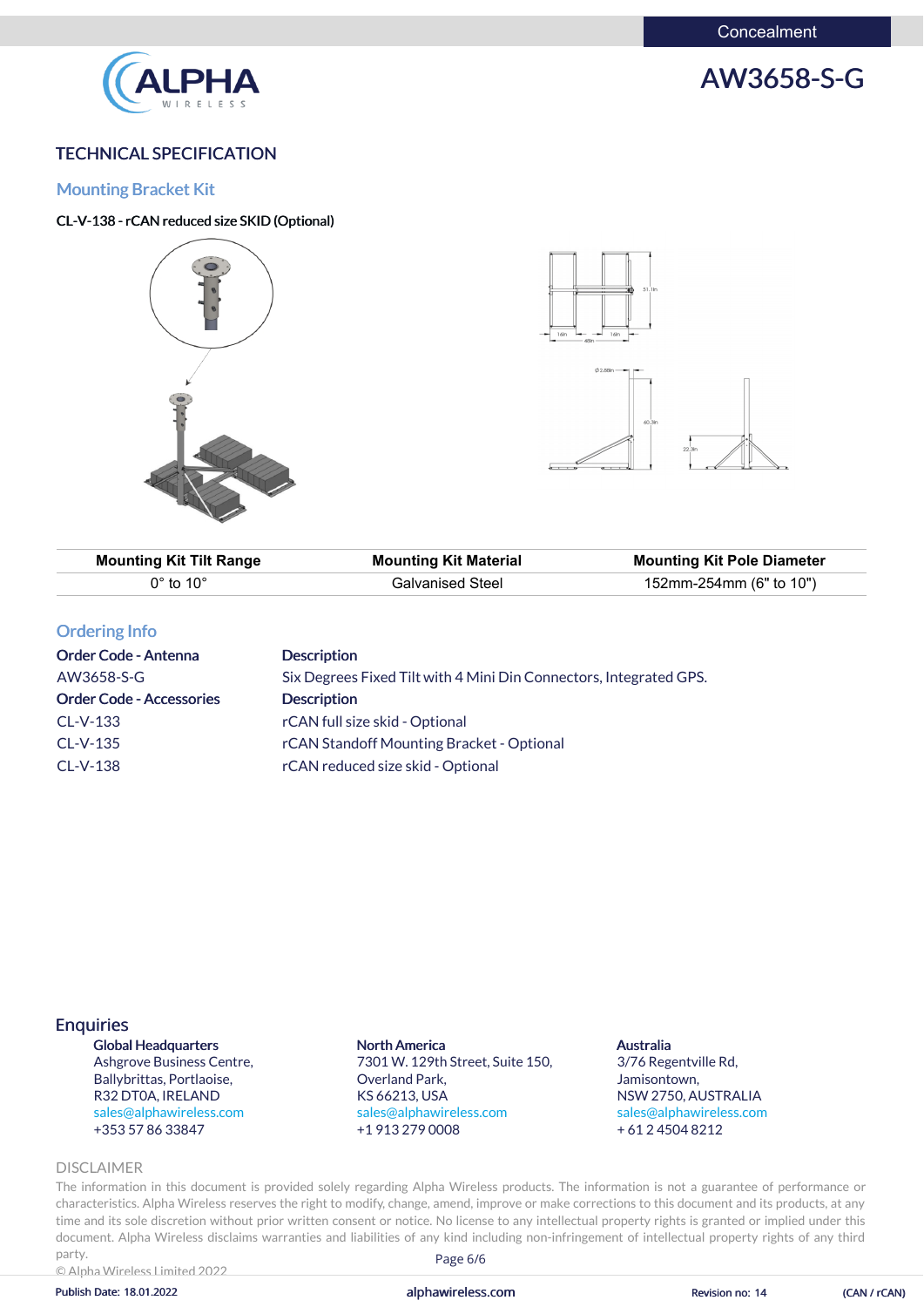## TECHNICAL SPECIFICATION

### Mounting Bracket Kit

**CL-V-138 - rCAN reduced size SKID (Optional)**

51.1in

16in

16in

48in

Ø 2.88in

60.3in

22.3in

| Mounting Kit Tilt Range | Mounting Kit Material | Mounting Kit Pole Diameter |
|---|---|---|
| 0° to 10° | Galvanised Steel | 152mm-254mm (6" to 10") |

### Ordering Info

| Order Code - Antenna | Description |
|---|---|
| AW3658-S-G | Six Degrees Fixed Tilt with 4 Mini Din Connectors, Integrated GPS. |
| **Order Code - Accessories** | **Description** |
| CL-V-133 | rCAN full size skid - Optional |
| CL-V-135 | rCAN Standoff Mounting Bracket - Optional |
| CL-V-138 | rCAN reduced size skid - Optional |

### Enquiries

**Global Headquarters**
Ashgrove Business Centre,
Ballybrittas, Portlaoise,
R32 DT0A, IRELAND
sales@alphawireless.com
+353 57 86 33847

**North America**
7301 W. 129th Street, Suite 150,
Overland Park,
KS 66213, USA
sales@alphawireless.com
+1 913 279 0008

**Australia**
3/76 Regentville Rd,
Jamisontown,
NSW 2750, AUSTRALIA
sales@alphawireless.com
+ 61 2 4504 8212

DISCLAIMER

The information in this document is provided solely regarding Alpha Wireless products. The information is not a guarantee of performance or characteristics. Alpha Wireless reserves the right to modify, change, amend, improve or make corrections to this document and its products, at any time and its sole discretion without prior written consent or notice. No license to any intellectual property rights is granted or implied under this document. Alpha Wireless disclaims warranties and liabilities of any kind including non-infringement of intellectual property rights of any third party.

© Alpha Wireless Limited 2022